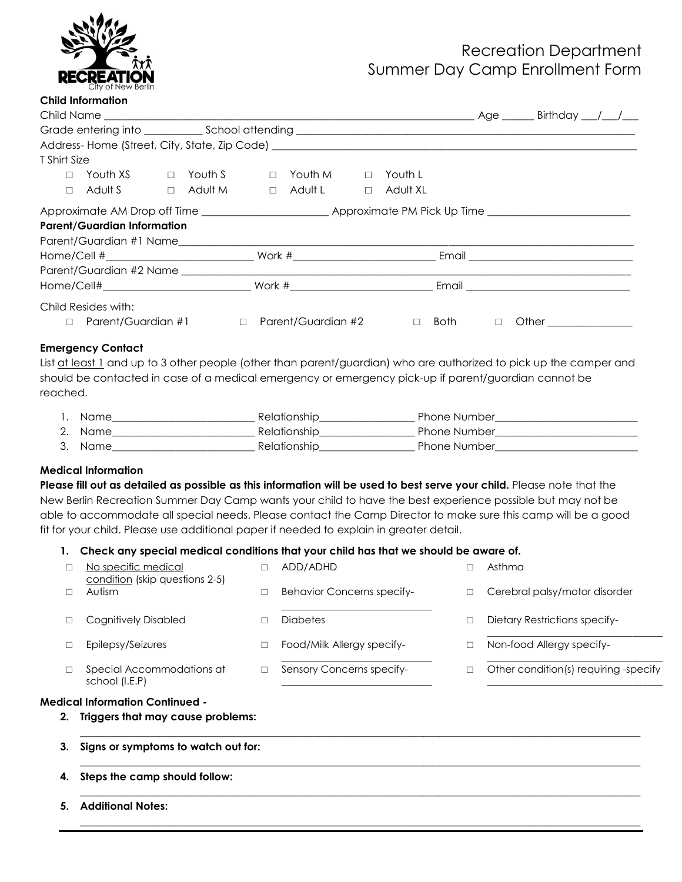RECREATION
City of New Berlin

# Recreation Department
# Summer Day Camp Enrollment Form

**Child Information**

Child Name ______________________________ Age ______ Birthday ___/___/___

Grade entering into __________ School attending ______________________________

Address- Home (Street, City, State, Zip Code) ______________________________

T Shirt Size

- ☐ Youth XS ☐ Youth S ☐ Youth M ☐ Youth L
- ☐ Adult S ☐ Adult M ☐ Adult L ☐ Adult XL

Approximate AM Drop off Time ______________________ Approximate PM Pick Up Time ______________________

**Parent/Guardian Information**

Parent/Guardian #1 Name______________________________

Home/Cell #__________________________ Work #__________________________ Email ______________________________

Parent/Guardian #2 Name ______________________________

Home/Cell#__________________________ Work #__________________________ Email ______________________________

Child Resides with:

☐ Parent/Guardian #1 ☐ Parent/Guardian #2 ☐ Both ☐ Other _______________

**Emergency Contact**

List at least 1 and up to 3 other people (other than parent/guardian) who are authorized to pick up the camper and should be contacted in case of a medical emergency or emergency pick-up if parent/guardian cannot be reached.

1. Name__________________________ Relationship_________________ Phone Number__________________________
2. Name__________________________ Relationship_________________ Phone Number__________________________
3. Name__________________________ Relationship_________________ Phone Number__________________________

**Medical Information**

**Please fill out as detailed as possible as this information will be used to best serve your child.** Please note that the New Berlin Recreation Summer Day Camp wants your child to have the best experience possible but may not be able to accommodate all special needs. Please contact the Camp Director to make sure this camp will be a good fit for your child. Please use additional paper if needed to explain in greater detail.

**1. Check any special medical conditions that your child has that we should be aware of.**

- ☐ No specific medical condition (skip questions 2-5)
- ☐ ADD/ADHD
- ☐ Asthma
- ☐ Autism
- ☐ Behavior Concerns specify- ____________________________
- ☐ Cerebral palsy/motor disorder
- ☐ Cognitively Disabled
- ☐ Diabetes
- ☐ Dietary Restrictions specify- ____________________________
- ☐ Epilepsy/Seizures
- ☐ Food/Milk Allergy specify- ____________________________
- ☐ Non-food Allergy specify- ____________________________
- ☐ Special Accommodations at school (I.E.P)
- ☐ Sensory Concerns specify- ____________________________
- ☐ Other condition(s) requiring -specify ____________________________

**Medical Information Continued -**

**2. Triggers that may cause problems:**

______________________________________________________________________

**3. Signs or symptoms to watch out for:**

______________________________________________________________________

**4. Steps the camp should follow:**

______________________________________________________________________

**5. Additional Notes:**

______________________________________________________________________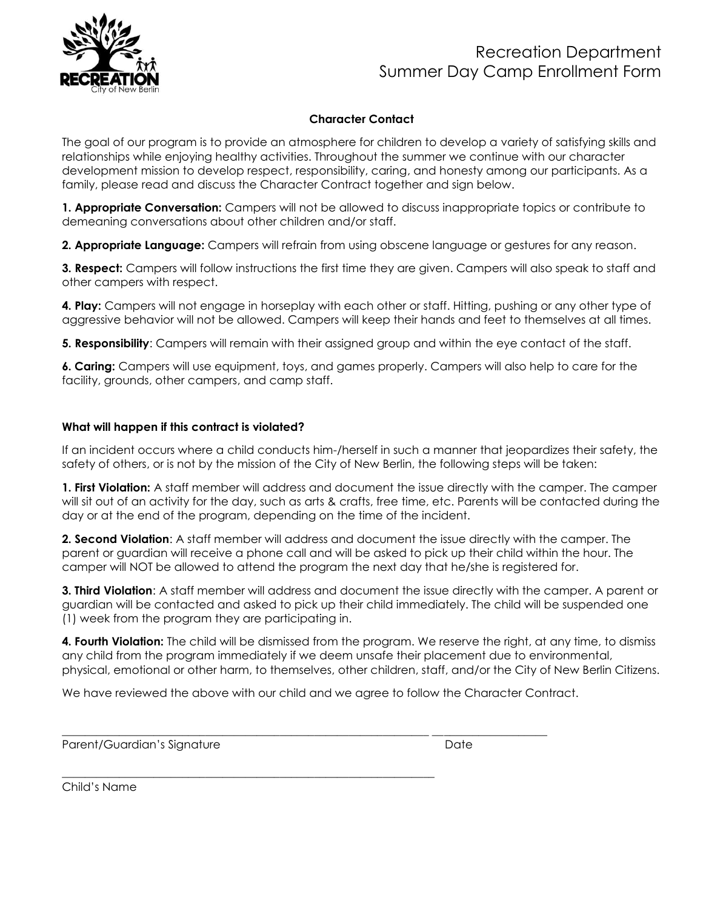# Recreation Department
# Summer Day Camp Enrollment Form

### Character Contact

The goal of our program is to provide an atmosphere for children to develop a variety of satisfying skills and relationships while enjoying healthy activities. Throughout the summer we continue with our character development mission to develop respect, responsibility, caring, and honesty among our participants. As a family, please read and discuss the Character Contract together and sign below.

**1. Appropriate Conversation:** Campers will not be allowed to discuss inappropriate topics or contribute to demeaning conversations about other children and/or staff.

**2. Appropriate Language:** Campers will refrain from using obscene language or gestures for any reason.

**3. Respect:** Campers will follow instructions the first time they are given. Campers will also speak to staff and other campers with respect.

**4. Play:** Campers will not engage in horseplay with each other or staff. Hitting, pushing or any other type of aggressive behavior will not be allowed. Campers will keep their hands and feet to themselves at all times.

**5. Responsibility**: Campers will remain with their assigned group and within the eye contact of the staff.

**6. Caring:** Campers will use equipment, toys, and games properly. Campers will also help to care for the facility, grounds, other campers, and camp staff.

**What will happen if this contract is violated?**

If an incident occurs where a child conducts him-/herself in such a manner that jeopardizes their safety, the safety of others, or is not by the mission of the City of New Berlin, the following steps will be taken:

**1. First Violation:** A staff member will address and document the issue directly with the camper. The camper will sit out of an activity for the day, such as arts & crafts, free time, etc. Parents will be contacted during the day or at the end of the program, depending on the time of the incident.

**2. Second Violation**: A staff member will address and document the issue directly with the camper. The parent or guardian will receive a phone call and will be asked to pick up their child within the hour. The camper will NOT be allowed to attend the program the next day that he/she is registered for.

**3. Third Violation**: A staff member will address and document the issue directly with the camper. A parent or guardian will be contacted and asked to pick up their child immediately. The child will be suspended one (1) week from the program they are participating in.

**4. Fourth Violation:** The child will be dismissed from the program. We reserve the right, at any time, to dismiss any child from the program immediately if we deem unsafe their placement due to environmental, physical, emotional or other harm, to themselves, other children, staff, and/or the City of New Berlin Citizens.

We have reviewed the above with our child and we agree to follow the Character Contract.

_______________________________________________ ____________________
Parent/Guardian's Signature Date

_______________________________________________
Child's Name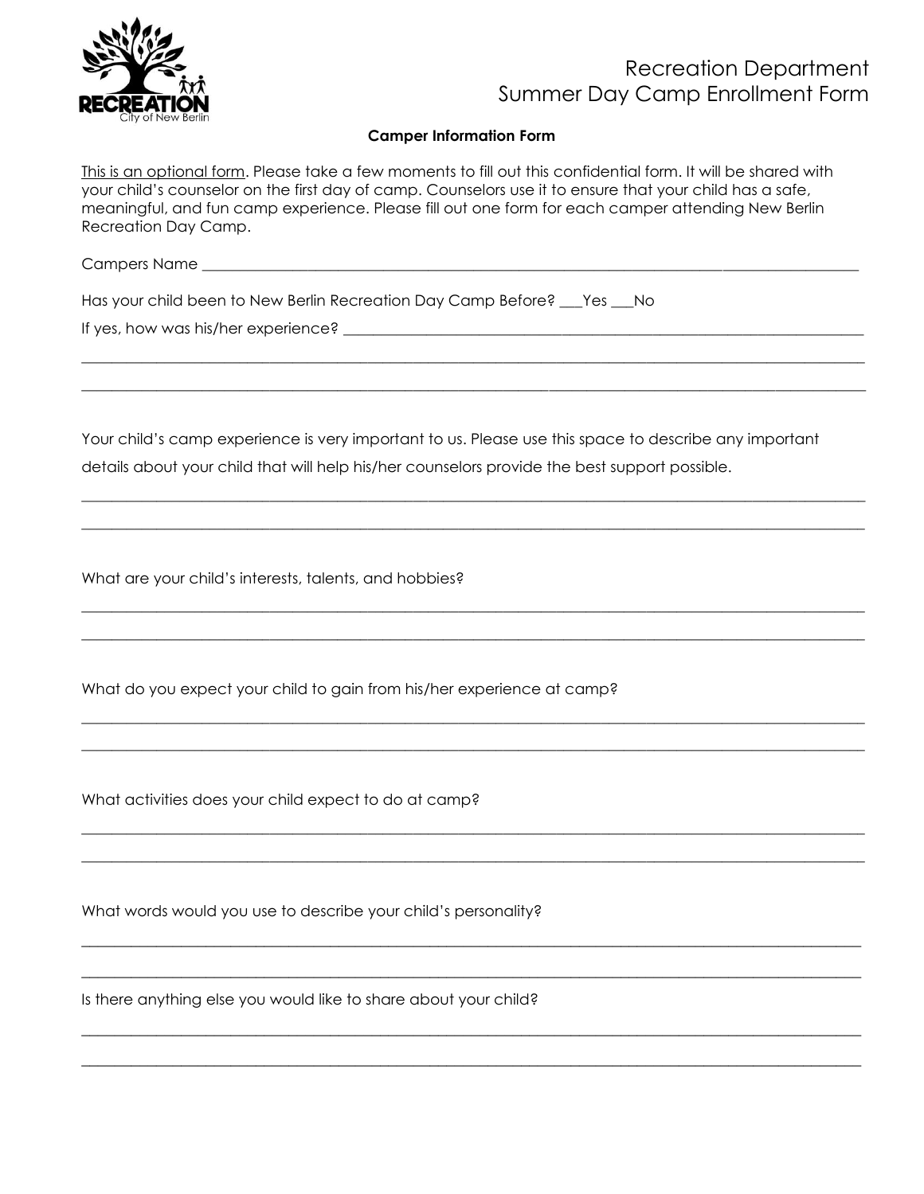# Recreation Department
## Summer Day Camp Enrollment Form

**Camper Information Form**

This is an optional form. Please take a few moments to fill out this confidential form. It will be shared with your child's counselor on the first day of camp. Counselors use it to ensure that your child has a safe, meaningful, and fun camp experience. Please fill out one form for each camper attending New Berlin Recreation Day Camp.

Campers Name ____________________________________________________________________________

Has your child been to New Berlin Recreation Day Camp Before? ___Yes ___No

If yes, how was his/her experience? ____________________________________________________________

______________________________________________________________________________________

______________________________________________________________________________________

Your child's camp experience is very important to us. Please use this space to describe any important details about your child that will help his/her counselors provide the best support possible.

______________________________________________________________________________________

______________________________________________________________________________________

What are your child's interests, talents, and hobbies?

______________________________________________________________________________________

______________________________________________________________________________________

What do you expect your child to gain from his/her experience at camp?

______________________________________________________________________________________

______________________________________________________________________________________

What activities does your child expect to do at camp?

______________________________________________________________________________________

______________________________________________________________________________________

What words would you use to describe your child's personality?

______________________________________________________________________________________

______________________________________________________________________________________

Is there anything else you would like to share about your child?

______________________________________________________________________________________

______________________________________________________________________________________